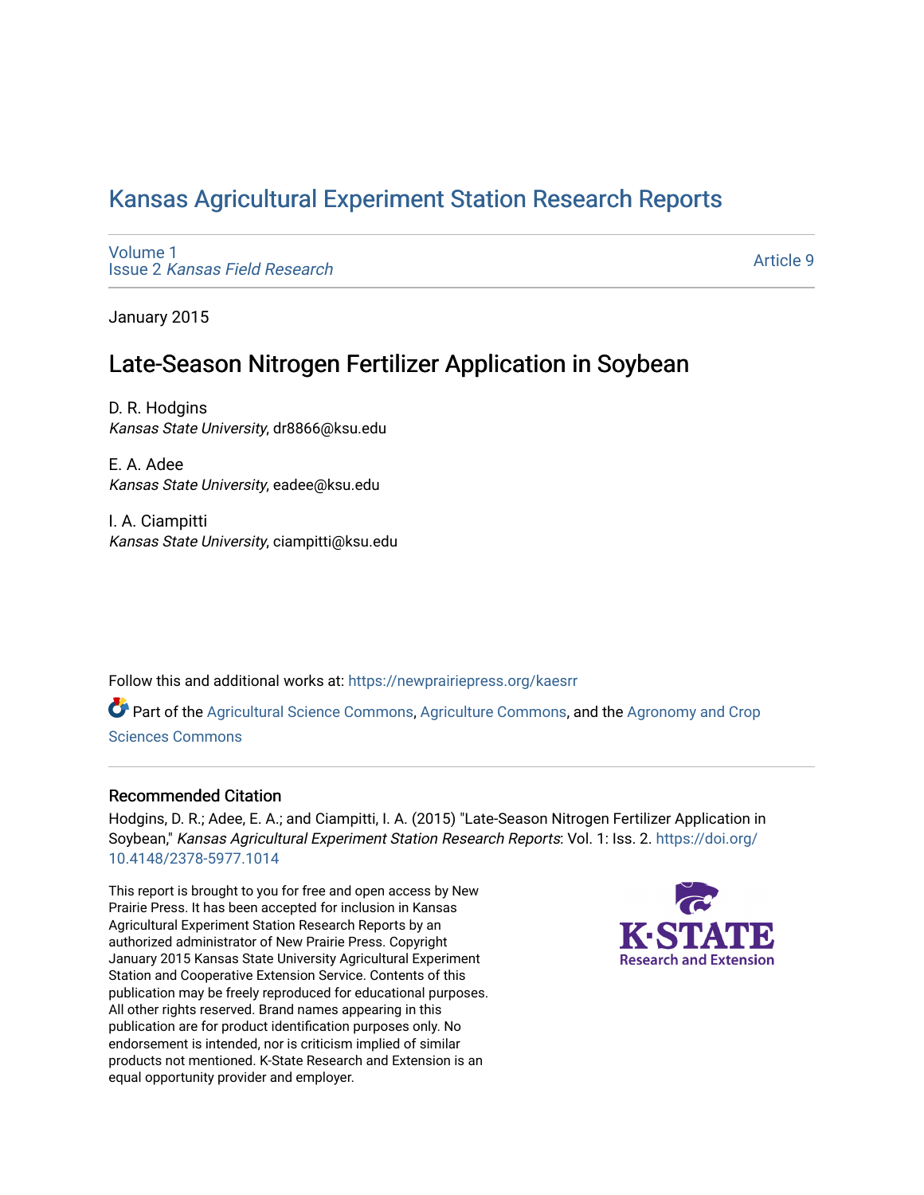# Kansas Agricultural Experiment Station Research Reports

Volume 1
Issue 2 *Kansas Field Research*

Article 9

January 2015

## Late-Season Nitrogen Fertilizer Application in Soybean

D. R. Hodgins
*Kansas State University*, dr8866@ksu.edu

E. A. Adee
*Kansas State University*, eadee@ksu.edu

I. A. Ciampitti
*Kansas State University*, ciampitti@ksu.edu

Follow this and additional works at: https://newprairiepress.org/kaesrr

Part of the Agricultural Science Commons, Agriculture Commons, and the Agronomy and Crop Sciences Commons

### Recommended Citation

Hodgins, D. R.; Adee, E. A.; and Ciampitti, I. A. (2015) "Late-Season Nitrogen Fertilizer Application in Soybean," *Kansas Agricultural Experiment Station Research Reports*: Vol. 1: Iss. 2. https://doi.org/10.4148/2378-5977.1014

This report is brought to you for free and open access by New Prairie Press. It has been accepted for inclusion in Kansas Agricultural Experiment Station Research Reports by an authorized administrator of New Prairie Press. Copyright January 2015 Kansas State University Agricultural Experiment Station and Cooperative Extension Service. Contents of this publication may be freely reproduced for educational purposes. All other rights reserved. Brand names appearing in this publication are for product identification purposes only. No endorsement is intended, nor is criticism implied of similar products not mentioned. K-State Research and Extension is an equal opportunity provider and employer.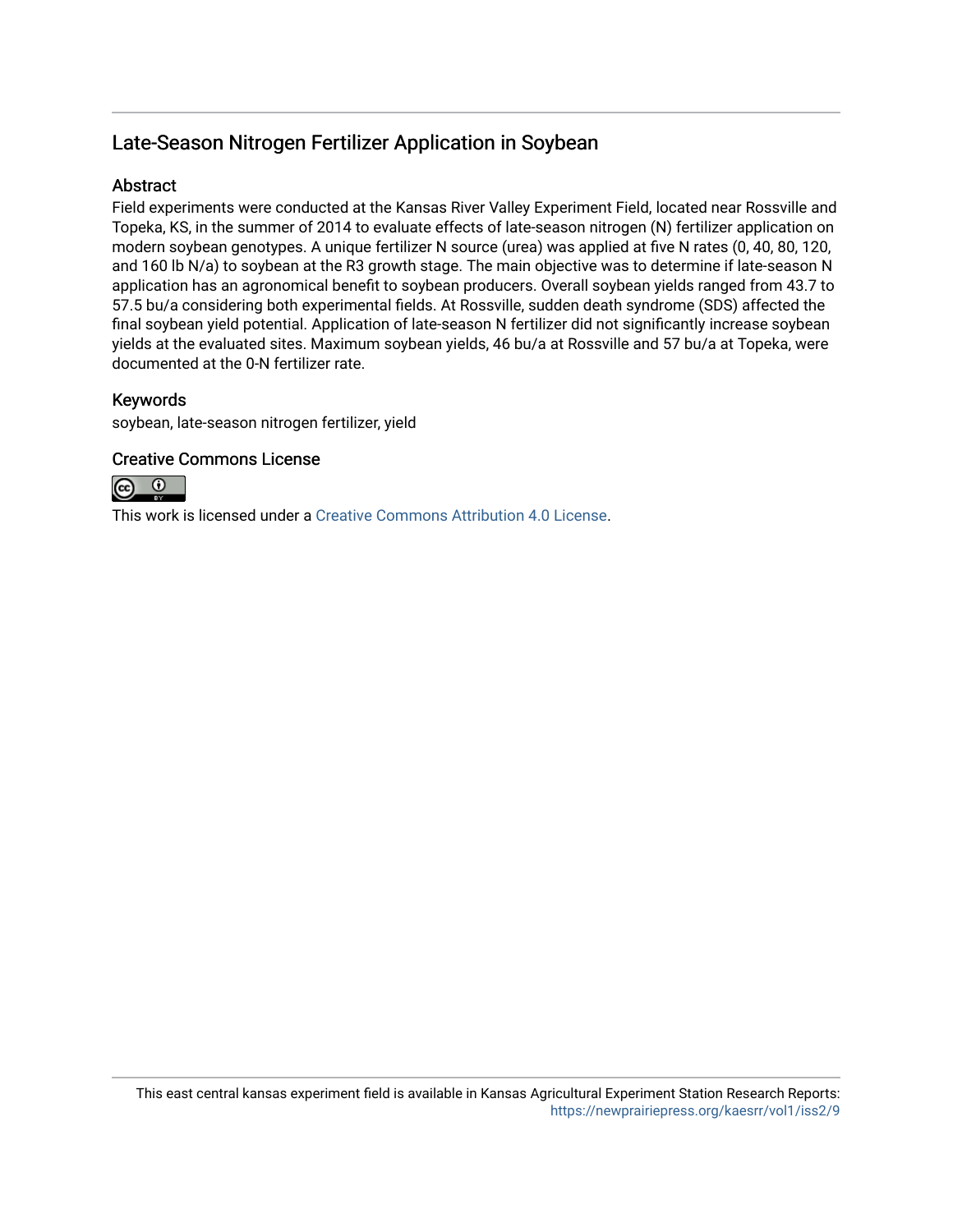## Late-Season Nitrogen Fertilizer Application in Soybean

### Abstract

Field experiments were conducted at the Kansas River Valley Experiment Field, located near Rossville and Topeka, KS, in the summer of 2014 to evaluate effects of late-season nitrogen (N) fertilizer application on modern soybean genotypes. A unique fertilizer N source (urea) was applied at five N rates (0, 40, 80, 120, and 160 lb N/a) to soybean at the R3 growth stage. The main objective was to determine if late-season N application has an agronomical benefit to soybean producers. Overall soybean yields ranged from 43.7 to 57.5 bu/a considering both experimental fields. At Rossville, sudden death syndrome (SDS) affected the final soybean yield potential. Application of late-season N fertilizer did not significantly increase soybean yields at the evaluated sites. Maximum soybean yields, 46 bu/a at Rossville and 57 bu/a at Topeka, were documented at the 0-N fertilizer rate.

### Keywords

soybean, late-season nitrogen fertilizer, yield

### Creative Commons License

This work is licensed under a Creative Commons Attribution 4.0 License.

This east central kansas experiment field is available in Kansas Agricultural Experiment Station Research Reports: https://newprairiepress.org/kaesrr/vol1/iss2/9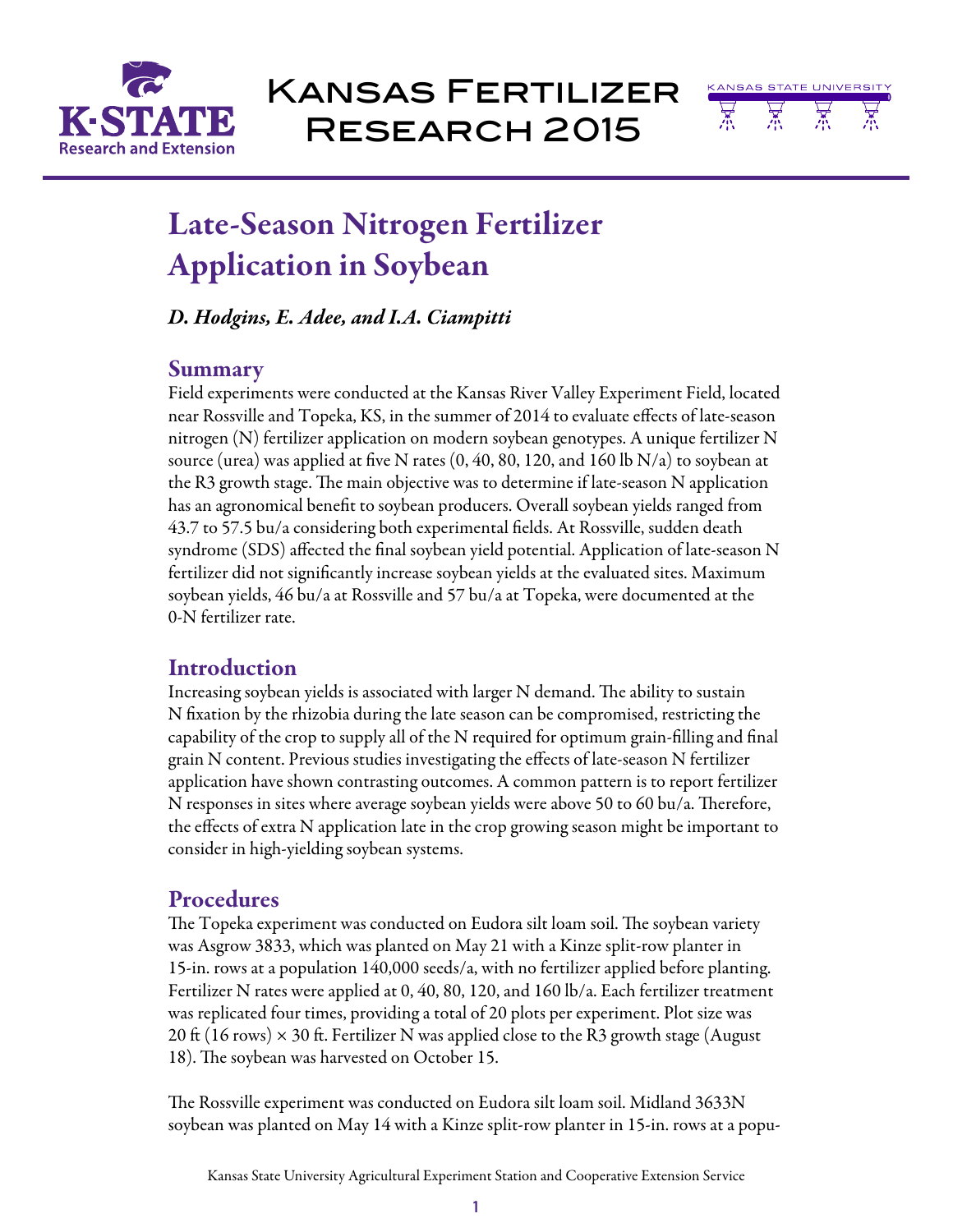# Late-Season Nitrogen Fertilizer Application in Soybean

*D. Hodgins, E. Adee, and I.A. Ciampitti*

## Summary

Field experiments were conducted at the Kansas River Valley Experiment Field, located near Rossville and Topeka, KS, in the summer of 2014 to evaluate effects of late-season nitrogen (N) fertilizer application on modern soybean genotypes. A unique fertilizer N source (urea) was applied at five N rates (0, 40, 80, 120, and 160 lb N/a) to soybean at the R3 growth stage. The main objective was to determine if late-season N application has an agronomical benefit to soybean producers. Overall soybean yields ranged from 43.7 to 57.5 bu/a considering both experimental fields. At Rossville, sudden death syndrome (SDS) affected the final soybean yield potential. Application of late-season N fertilizer did not significantly increase soybean yields at the evaluated sites. Maximum soybean yields, 46 bu/a at Rossville and 57 bu/a at Topeka, were documented at the 0-N fertilizer rate.

## Introduction

Increasing soybean yields is associated with larger N demand. The ability to sustain N fixation by the rhizobia during the late season can be compromised, restricting the capability of the crop to supply all of the N required for optimum grain-filling and final grain N content. Previous studies investigating the effects of late-season N fertilizer application have shown contrasting outcomes. A common pattern is to report fertilizer N responses in sites where average soybean yields were above 50 to 60 bu/a. Therefore, the effects of extra N application late in the crop growing season might be important to consider in high-yielding soybean systems.

## Procedures

The Topeka experiment was conducted on Eudora silt loam soil. The soybean variety was Asgrow 3833, which was planted on May 21 with a Kinze split-row planter in 15-in. rows at a population 140,000 seeds/a, with no fertilizer applied before planting. Fertilizer N rates were applied at 0, 40, 80, 120, and 160 lb/a. Each fertilizer treatment was replicated four times, providing a total of 20 plots per experiment. Plot size was 20 ft (16 rows) × 30 ft. Fertilizer N was applied close to the R3 growth stage (August 18). The soybean was harvested on October 15.

The Rossville experiment was conducted on Eudora silt loam soil. Midland 3633N soybean was planted on May 14 with a Kinze split-row planter in 15-in. rows at a popu-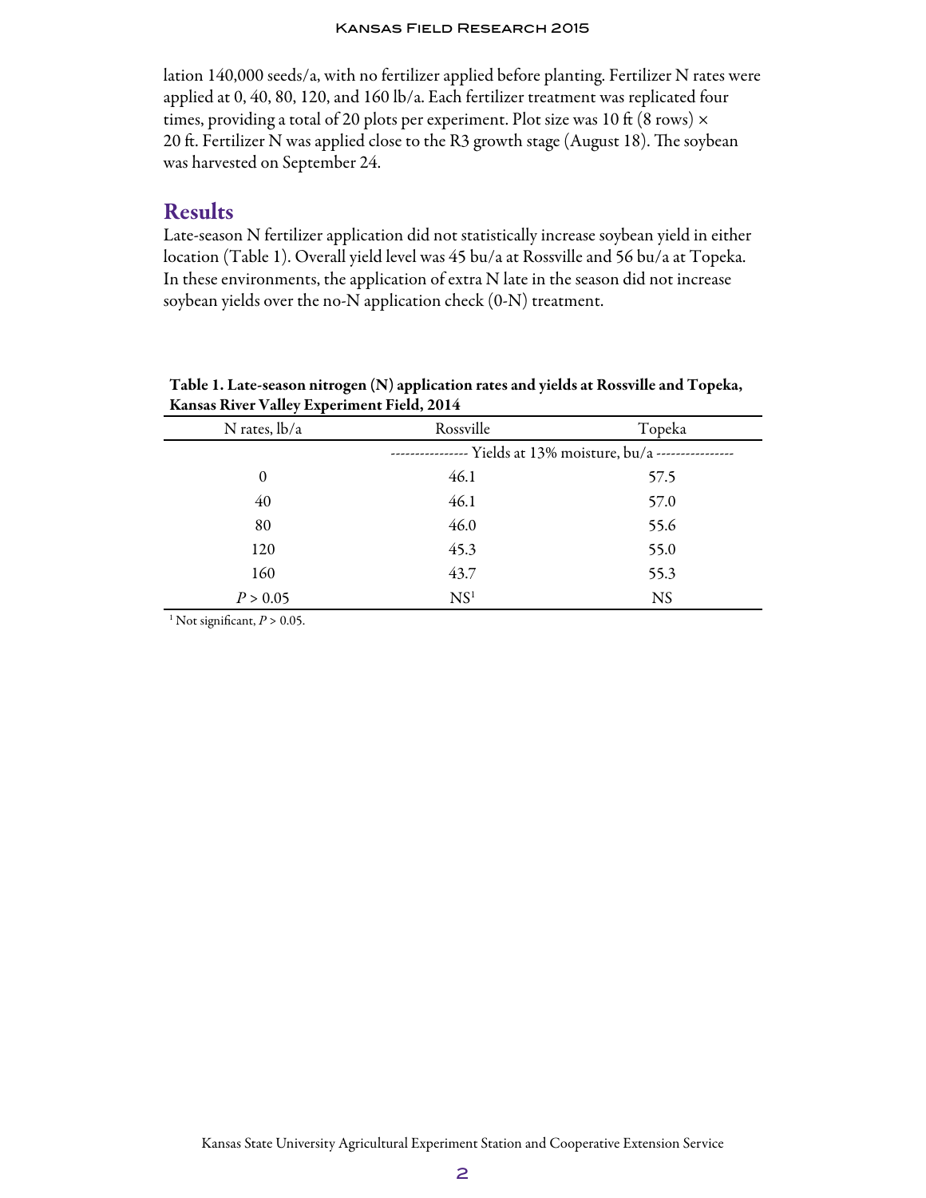lation 140,000 seeds/a, with no fertilizer applied before planting. Fertilizer N rates were applied at 0, 40, 80, 120, and 160 lb/a. Each fertilizer treatment was replicated four times, providing a total of 20 plots per experiment. Plot size was 10 ft (8 rows) × 20 ft. Fertilizer N was applied close to the R3 growth stage (August 18). The soybean was harvested on September 24.

## Results

Late-season N fertilizer application did not statistically increase soybean yield in either location (Table 1). Overall yield level was 45 bu/a at Rossville and 56 bu/a at Topeka. In these environments, the application of extra N late in the season did not increase soybean yields over the no-N application check (0-N) treatment.

**Table 1. Late-season nitrogen (N) application rates and yields at Rossville and Topeka, Kansas River Valley Experiment Field, 2014**

| N rates, lb/a | Rossville | Topeka |
|---|---|---|
| | ---------------- Yields at 13% moisture, bu/a ---------------- | |
| 0 | 46.1 | 57.5 |
| 40 | 46.1 | 57.0 |
| 80 | 46.0 | 55.6 |
| 120 | 45.3 | 55.0 |
| 160 | 43.7 | 55.3 |
| $P > 0.05$ | NS[1] | NS |

[1] Not significant, $P > 0.05$.